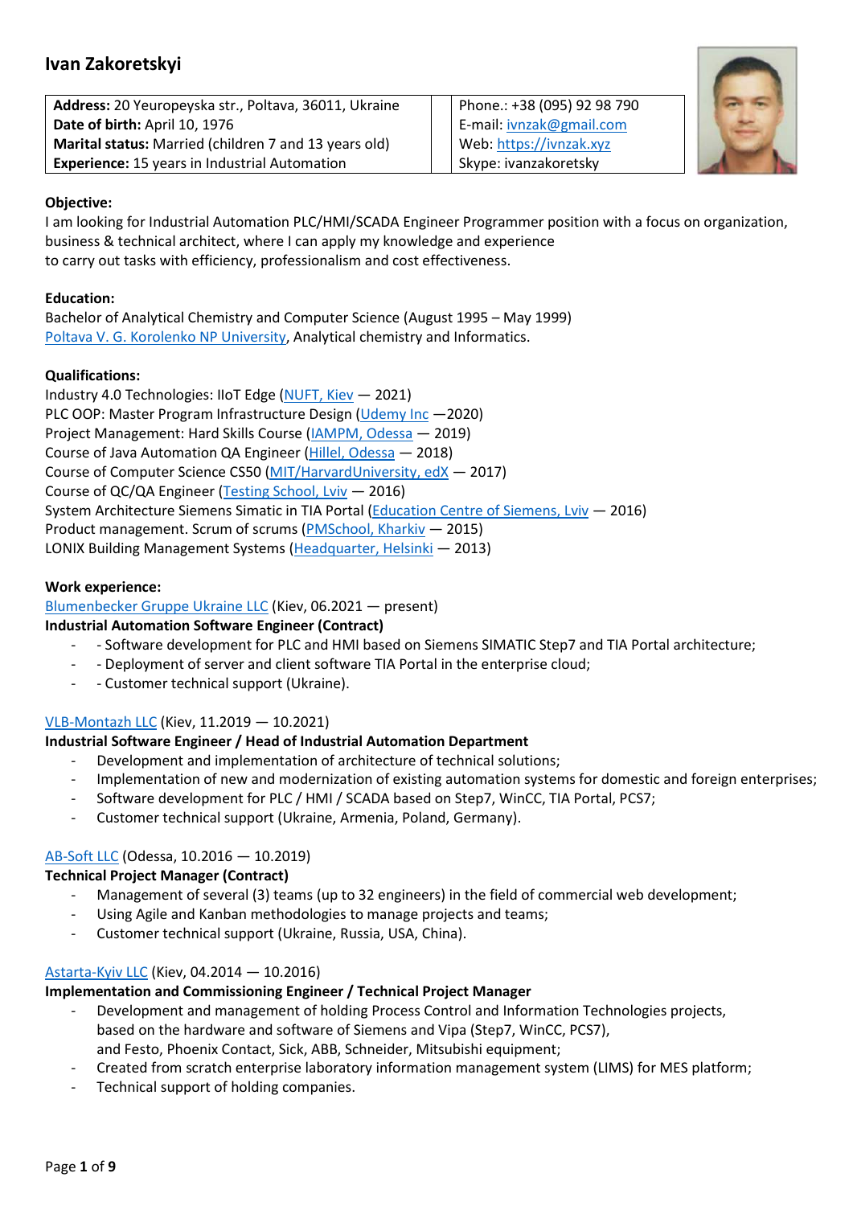# Ivan Zakoretskyi

| | |
|---|---|
| **Address:** 20 Yeuropeyska str., Poltava, 36011, Ukraine | Phone.: +38 (095) 92 98 790 |
| **Date of birth:** April 10, 1976 | E-mail: ivnzak@gmail.com |
| **Marital status:** Married (children 7 and 13 years old) | Web: https://ivnzak.xyz |
| **Experience:** 15 years in Industrial Automation | Skype: ivanzakoretsky |

**Objective:**

I am looking for Industrial Automation PLC/HMI/SCADA Engineer Programmer position with a focus on organization, business & technical architect, where I can apply my knowledge and experience to carry out tasks with efficiency, professionalism and cost effectiveness.

**Education:**

Bachelor of Analytical Chemistry and Computer Science (August 1995 – May 1999)
Poltava V. G. Korolenko NP University, Analytical chemistry and Informatics.

**Qualifications:**

Industry 4.0 Technologies: IIoT Edge (NUFT, Kiev — 2021)
PLC OOP: Master Program Infrastructure Design (Udemy Inc —2020)
Project Management: Hard Skills Course (IAMPM, Odessa — 2019)
Course of Java Automation QA Engineer (Hillel, Odessa — 2018)
Course of Computer Science CS50 (MIT/HarvardUniversity, edX — 2017)
Course of QC/QA Engineer (Testing School, Lviv — 2016)
System Architecture Siemens Simatic in TIA Portal (Education Centre of Siemens, Lviv — 2016)
Product management. Scrum of scrums (PMSchool, Kharkiv — 2015)
LONIX Building Management Systems (Headquarter, Helsinki — 2013)

**Work experience:**

Blumenbecker Gruppe Ukraine LLC (Kiev, 06.2021 — present)
**Industrial Automation Software Engineer (Contract)**

- - Software development for PLC and HMI based on Siemens SIMATIC Step7 and TIA Portal architecture;
- - Deployment of server and client software TIA Portal in the enterprise cloud;
- - Customer technical support (Ukraine).

VLB-Montazh LLC (Kiev, 11.2019 — 10.2021)
**Industrial Software Engineer / Head of Industrial Automation Department**

- Development and implementation of architecture of technical solutions;
- Implementation of new and modernization of existing automation systems for domestic and foreign enterprises;
- Software development for PLC / HMI / SCADA based on Step7, WinCC, TIA Portal, PCS7;
- Customer technical support (Ukraine, Armenia, Poland, Germany).

AB-Soft LLC (Odessa, 10.2016 — 10.2019)
**Technical Project Manager (Contract)**

- Management of several (3) teams (up to 32 engineers) in the field of commercial web development;
- Using Agile and Kanban methodologies to manage projects and teams;
- Customer technical support (Ukraine, Russia, USA, China).

Astarta-Kyiv LLC (Kiev, 04.2014 — 10.2016)
**Implementation and Commissioning Engineer / Technical Project Manager**

- Development and management of holding Process Control and Information Technologies projects, based on the hardware and software of Siemens and Vipa (Step7, WinCC, PCS7), and Festo, Phoenix Contact, Sick, ABB, Schneider, Mitsubishi equipment;
- Created from scratch enterprise laboratory information management system (LIMS) for MES platform;
- Technical support of holding companies.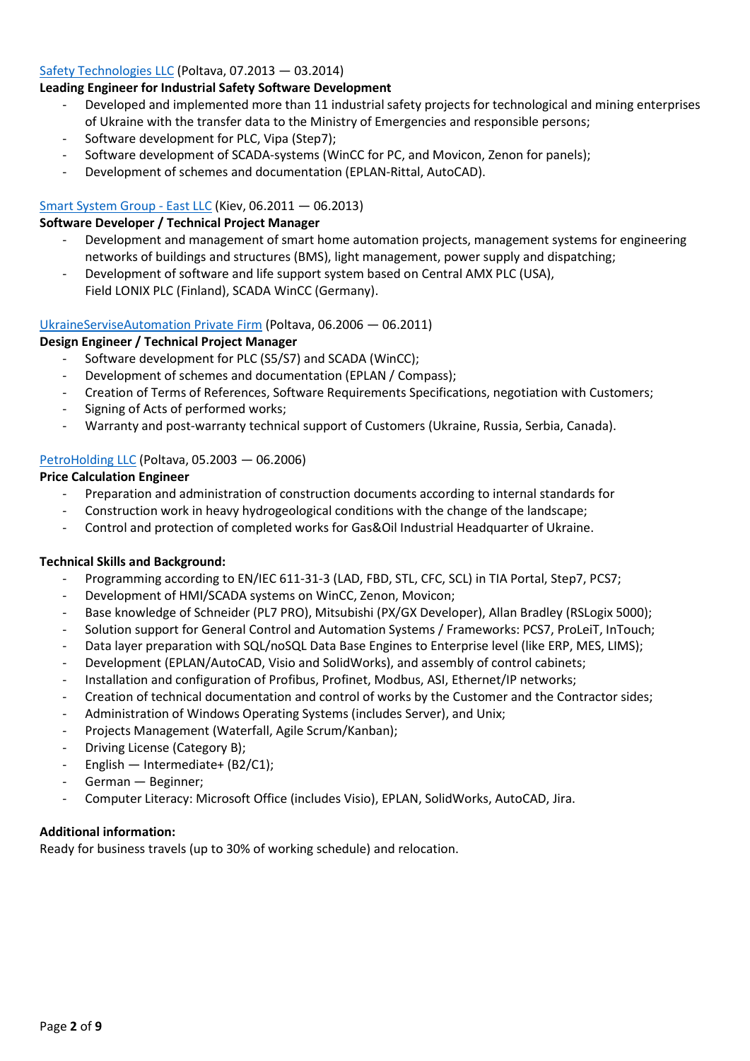[Safety Technologies LLC](#) (Poltava, 07.2013 — 03.2014)

**Leading Engineer for Industrial Safety Software Development**

- Developed and implemented more than 11 industrial safety projects for technological and mining enterprises of Ukraine with the transfer data to the Ministry of Emergencies and responsible persons;
- Software development for PLC, Vipa (Step7);
- Software development of SCADA-systems (WinCC for PC, and Movicon, Zenon for panels);
- Development of schemes and documentation (EPLAN-Rittal, AutoCAD).

[Smart System Group - East LLC](#) (Kiev, 06.2011 — 06.2013)

**Software Developer / Technical Project Manager**

- Development and management of smart home automation projects, management systems for engineering networks of buildings and structures (BMS), light management, power supply and dispatching;
- Development of software and life support system based on Central AMX PLC (USA), Field LONIX PLC (Finland), SCADA WinCC (Germany).

[UkraineServiseAutomation Private Firm](#) (Poltava, 06.2006 — 06.2011)

**Design Engineer / Technical Project Manager**

- Software development for PLC (S5/S7) and SCADA (WinCC);
- Development of schemes and documentation (EPLAN / Compass);
- Creation of Terms of References, Software Requirements Specifications, negotiation with Customers;
- Signing of Acts of performed works;
- Warranty and post-warranty technical support of Customers (Ukraine, Russia, Serbia, Canada).

[PetroHolding LLC](#) (Poltava, 05.2003 — 06.2006)

**Price Calculation Engineer**

- Preparation and administration of construction documents according to internal standards for
- Construction work in heavy hydrogeological conditions with the change of the landscape;
- Control and protection of completed works for Gas&Oil Industrial Headquarter of Ukraine.

**Technical Skills and Background:**

- Programming according to EN/IEC 611-31-3 (LAD, FBD, STL, CFC, SCL) in TIA Portal, Step7, PCS7;
- Development of HMI/SCADA systems on WinCC, Zenon, Movicon;
- Base knowledge of Schneider (PL7 PRO), Mitsubishi (PX/GX Developer), Allan Bradley (RSLogix 5000);
- Solution support for General Control and Automation Systems / Frameworks: PCS7, ProLeiT, InTouch;
- Data layer preparation with SQL/noSQL Data Base Engines to Enterprise level (like ERP, MES, LIMS);
- Development (EPLAN/AutoCAD, Visio and SolidWorks), and assembly of control cabinets;
- Installation and configuration of Profibus, Profinet, Modbus, ASI, Ethernet/IP networks;
- Creation of technical documentation and control of works by the Customer and the Contractor sides;
- Administration of Windows Operating Systems (includes Server), and Unix;
- Projects Management (Waterfall, Agile Scrum/Kanban);
- Driving License (Category B);
- English — Intermediate+ (B2/C1);
- German — Beginner;
- Computer Literacy: Microsoft Office (includes Visio), EPLAN, SolidWorks, AutoCAD, Jira.

**Additional information:**

Ready for business travels (up to 30% of working schedule) and relocation.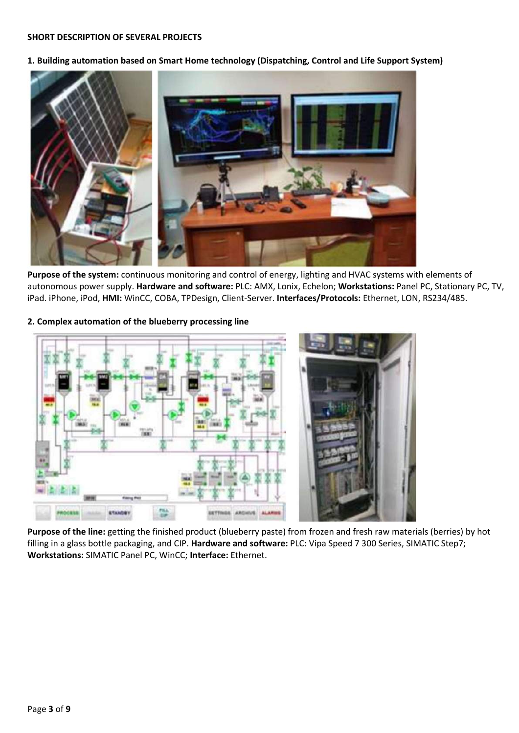**SHORT DESCRIPTION OF SEVERAL PROJECTS**

**1. Building automation based on Smart Home technology (Dispatching, Control and Life Support System)**

**Purpose of the system:** continuous monitoring and control of energy, lighting and HVAC systems with elements of autonomous power supply. **Hardware and software:** PLC: AMX, Lonix, Echelon; **Workstations:** Panel PC, Stationary PC, TV, iPad. iPhone, iPod, **HMI:** WinCC, COBA, TPDesign, Client-Server. **Interfaces/Protocols:** Ethernet, LON, RS234/485.

**2. Complex automation of the blueberry processing line**

**Purpose of the line:** getting the finished product (blueberry paste) from frozen and fresh raw materials (berries) by hot filling in a glass bottle packaging, and CIP. **Hardware and software:** PLC: Vipa Speed 7 300 Series, SIMATIC Step7; **Workstations:** SIMATIC Panel PC, WinCC; **Interface:** Ethernet.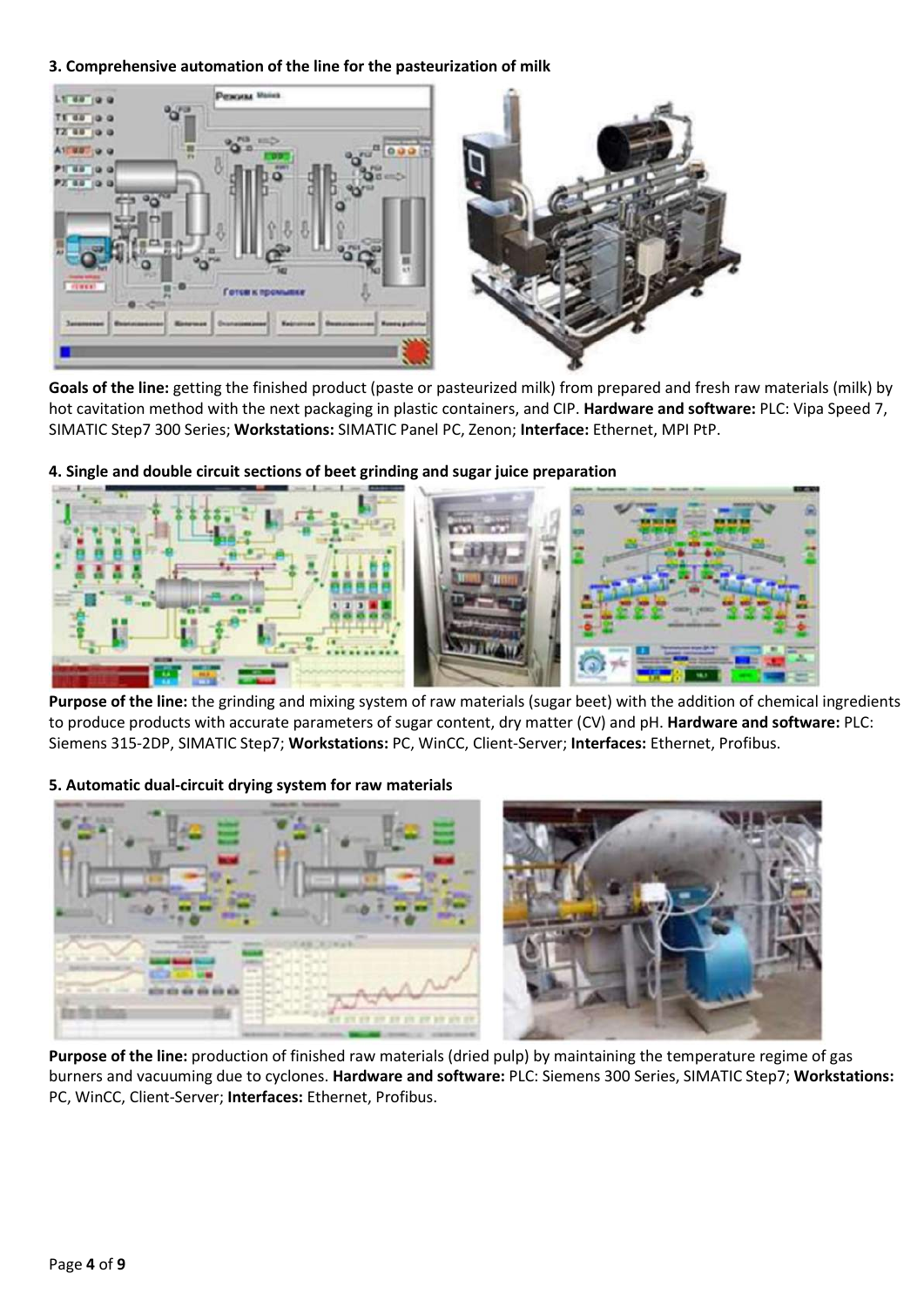**3. Comprehensive automation of the line for the pasteurization of milk**

**Goals of the line:** getting the finished product (paste or pasteurized milk) from prepared and fresh raw materials (milk) by hot cavitation method with the next packaging in plastic containers, and CIP. **Hardware and software:** PLC: Vipa Speed 7, SIMATIC Step7 300 Series; **Workstations:** SIMATIC Panel PC, Zenon; **Interface:** Ethernet, MPI PtP.

**4. Single and double circuit sections of beet grinding and sugar juice preparation**

**Purpose of the line:** the grinding and mixing system of raw materials (sugar beet) with the addition of chemical ingredients to produce products with accurate parameters of sugar content, dry matter (CV) and pH. **Hardware and software:** PLC: Siemens 315-2DP, SIMATIC Step7; **Workstations:** PC, WinCC, Client-Server; **Interfaces:** Ethernet, Profibus.

**5. Automatic dual-circuit drying system for raw materials**

**Purpose of the line:** production of finished raw materials (dried pulp) by maintaining the temperature regime of gas burners and vacuuming due to cyclones. **Hardware and software:** PLC: Siemens 300 Series, SIMATIC Step7; **Workstations:** PC, WinCC, Client-Server; **Interfaces:** Ethernet, Profibus.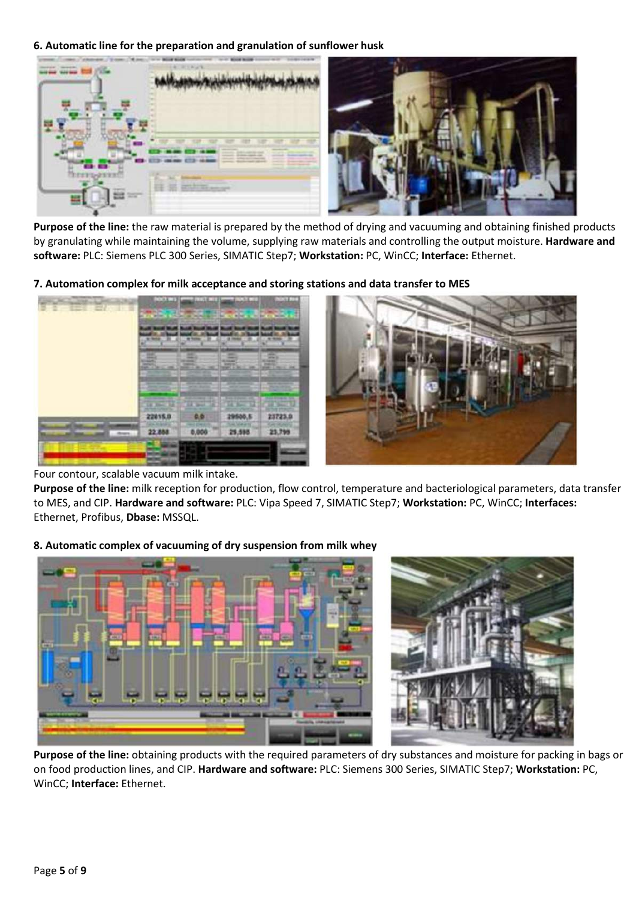**6. Automatic line for the preparation and granulation of sunflower husk**

**Purpose of the line:** the raw material is prepared by the method of drying and vacuuming and obtaining finished products by granulating while maintaining the volume, supplying raw materials and controlling the output moisture. **Hardware and software:** PLC: Siemens PLC 300 Series, SIMATIC Step7; **Workstation:** PC, WinCC; **Interface:** Ethernet.

**7. Automation complex for milk acceptance and storing stations and data transfer to MES**

Four contour, scalable vacuum milk intake.

**Purpose of the line:** milk reception for production, flow control, temperature and bacteriological parameters, data transfer to MES, and CIP. **Hardware and software:** PLC: Vipa Speed 7, SIMATIC Step7; **Workstation:** PC, WinCC; **Interfaces:** Ethernet, Profibus, **Dbase:** MSSQL.

**8. Automatic complex of vacuuming of dry suspension from milk whey**

**Purpose of the line:** obtaining products with the required parameters of dry substances and moisture for packing in bags or on food production lines, and CIP. **Hardware and software:** PLC: Siemens 300 Series, SIMATIC Step7; **Workstation:** PC, WinCC; **Interface:** Ethernet.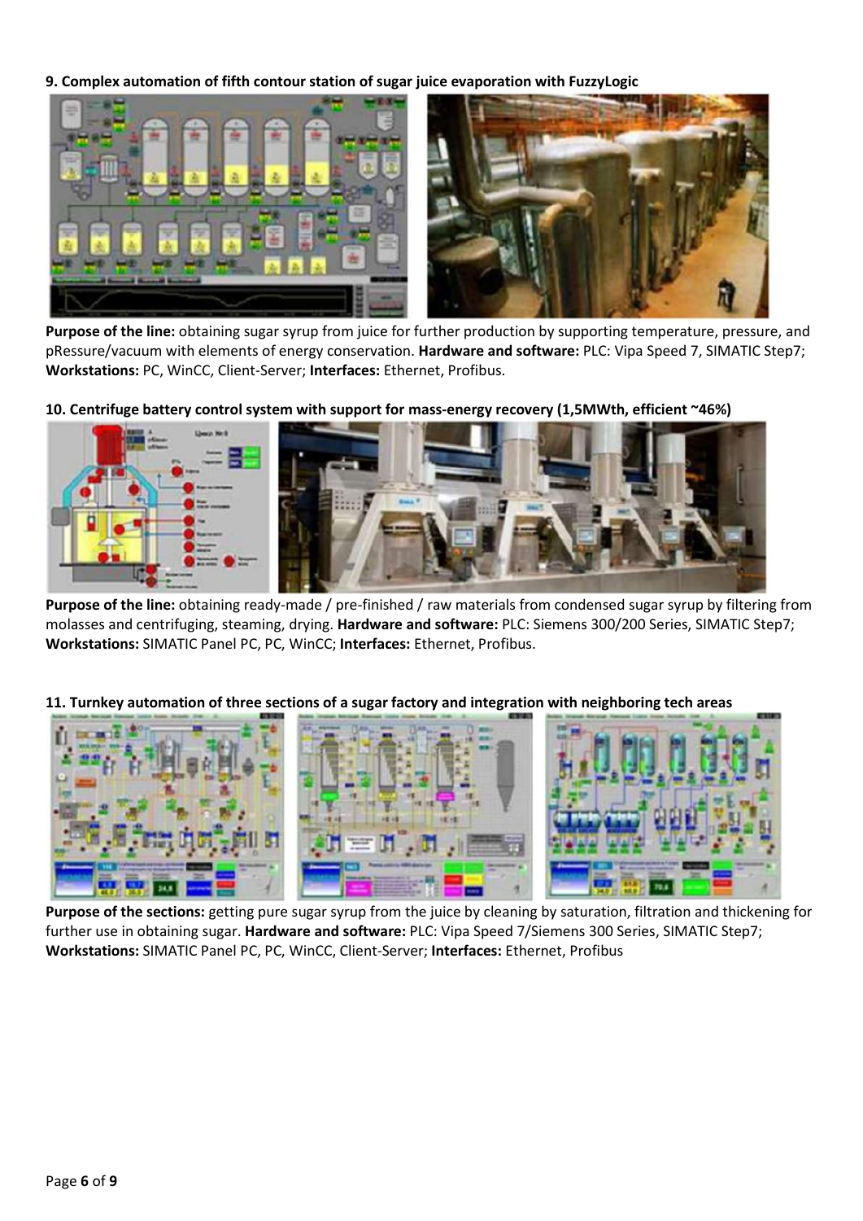**9. Complex automation of fifth contour station of sugar juice evaporation with FuzzyLogic**

**Purpose of the line:** obtaining sugar syrup from juice for further production by supporting temperature, pressure, and pRessure/vacuum with elements of energy conservation. **Hardware and software:** PLC: Vipa Speed 7, SIMATIC Step7; **Workstations:** PC, WinCC, Client-Server; **Interfaces:** Ethernet, Profibus.

**10. Centrifuge battery control system with support for mass-energy recovery (1,5MWth, efficient ~46%)**

**Purpose of the line:** obtaining ready-made / pre-finished / raw materials from condensed sugar syrup by filtering from molasses and centrifuging, steaming, drying. **Hardware and software:** PLC: Siemens 300/200 Series, SIMATIC Step7; **Workstations:** SIMATIC Panel PC, PC, WinCC; **Interfaces:** Ethernet, Profibus.

**11. Turnkey automation of three sections of a sugar factory and integration with neighboring tech areas**

**Purpose of the sections:** getting pure sugar syrup from the juice by cleaning by saturation, filtration and thickening for further use in obtaining sugar. **Hardware and software:** PLC: Vipa Speed 7/Siemens 300 Series, SIMATIC Step7; **Workstations:** SIMATIC Panel PC, PC, WinCC, Client-Server; **Interfaces:** Ethernet, Profibus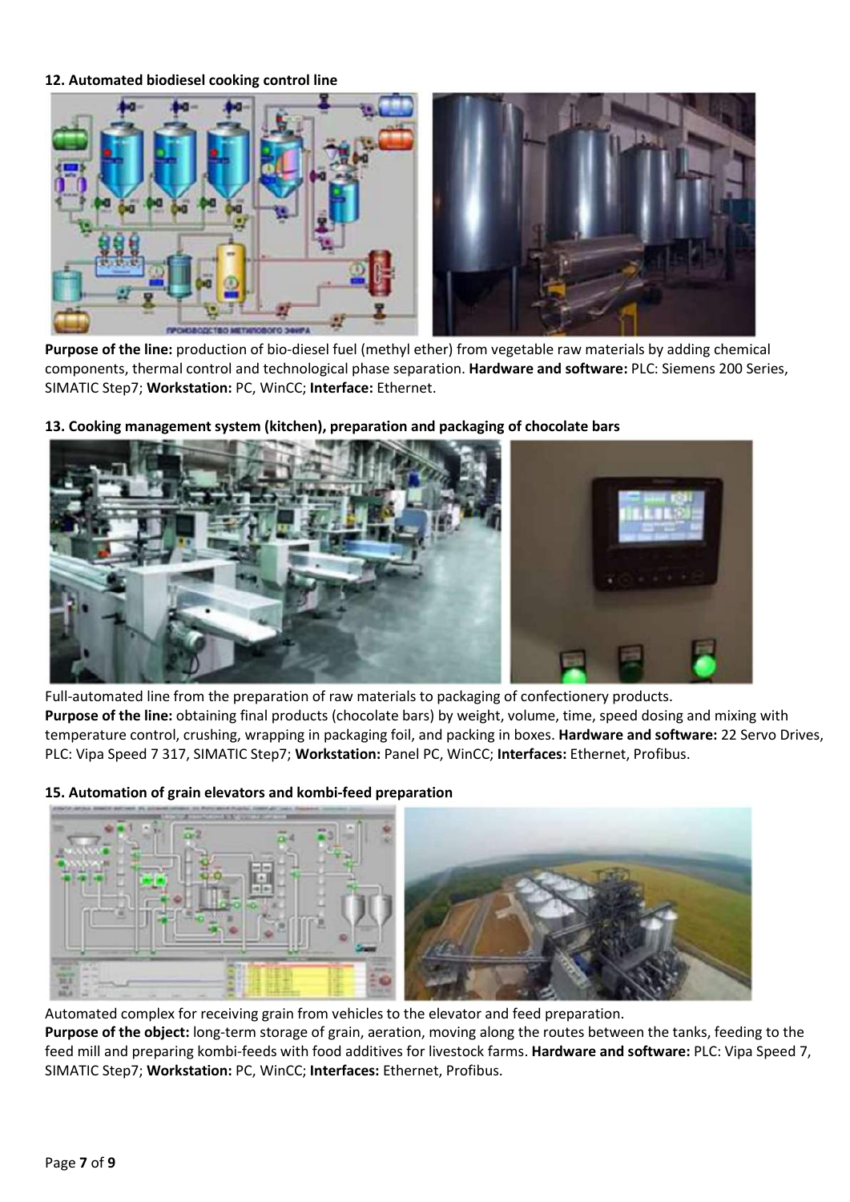**12. Automated biodiesel cooking control line**

**Purpose of the line:** production of bio-diesel fuel (methyl ether) from vegetable raw materials by adding chemical components, thermal control and technological phase separation. **Hardware and software:** PLC: Siemens 200 Series, SIMATIC Step7; **Workstation:** PC, WinCC; **Interface:** Ethernet.

**13. Cooking management system (kitchen), preparation and packaging of chocolate bars**

Full-automated line from the preparation of raw materials to packaging of confectionery products.
**Purpose of the line:** obtaining final products (chocolate bars) by weight, volume, time, speed dosing and mixing with temperature control, crushing, wrapping in packaging foil, and packing in boxes. **Hardware and software:** 22 Servo Drives, PLC: Vipa Speed 7 317, SIMATIC Step7; **Workstation:** Panel PC, WinCC; **Interfaces:** Ethernet, Profibus.

**15. Automation of grain elevators and kombi-feed preparation**

Automated complex for receiving grain from vehicles to the elevator and feed preparation.
**Purpose of the object:** long-term storage of grain, aeration, moving along the routes between the tanks, feeding to the feed mill and preparing kombi-feeds with food additives for livestock farms. **Hardware and software:** PLC: Vipa Speed 7, SIMATIC Step7; **Workstation:** PC, WinCC; **Interfaces:** Ethernet, Profibus.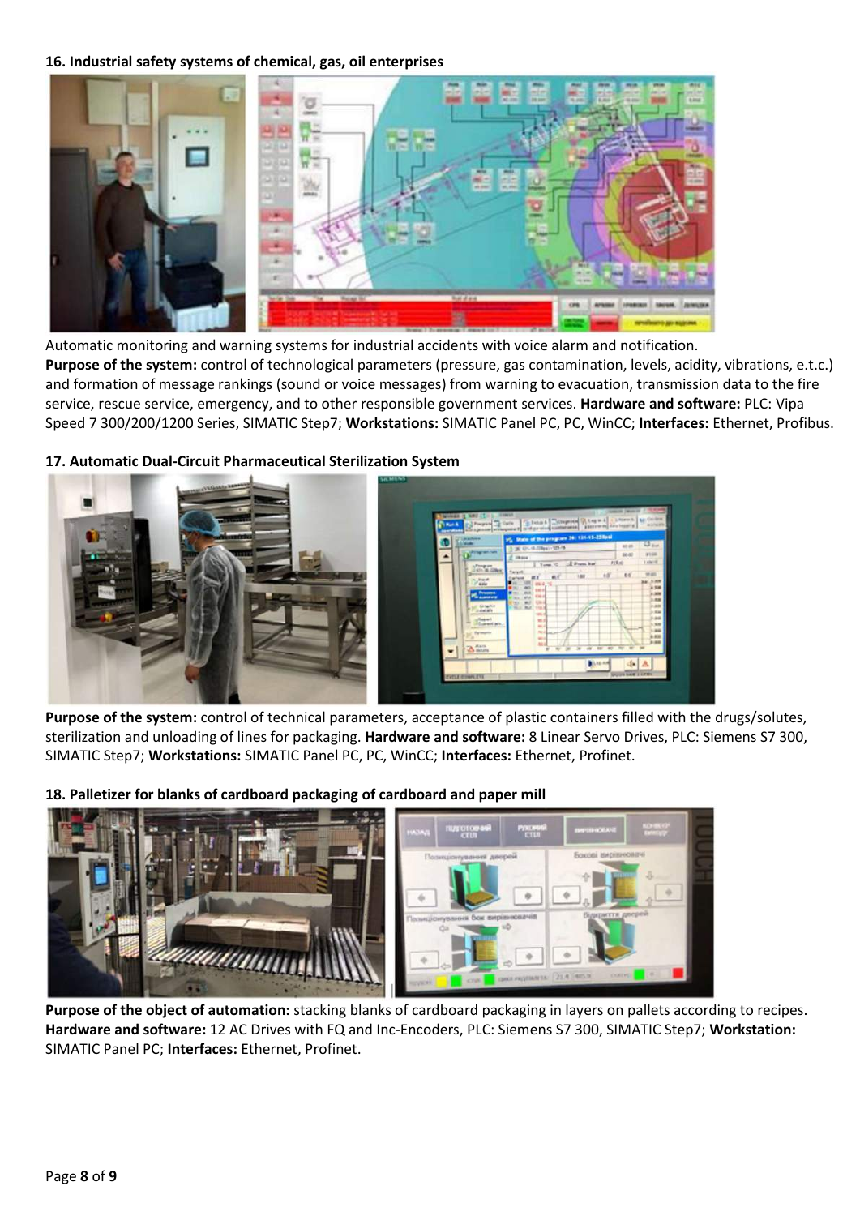**16. Industrial safety systems of chemical, gas, oil enterprises**

Automatic monitoring and warning systems for industrial accidents with voice alarm and notification.

**Purpose of the system:** control of technological parameters (pressure, gas contamination, levels, acidity, vibrations, e.t.c.) and formation of message rankings (sound or voice messages) from warning to evacuation, transmission data to the fire service, rescue service, emergency, and to other responsible government services. **Hardware and software:** PLC: Vipa Speed 7 300/200/1200 Series, SIMATIC Step7; **Workstations:** SIMATIC Panel PC, PC, WinCC; **Interfaces:** Ethernet, Profibus.

**17. Automatic Dual-Circuit Pharmaceutical Sterilization System**

**Purpose of the system:** control of technical parameters, acceptance of plastic containers filled with the drugs/solutes, sterilization and unloading of lines for packaging. **Hardware and software:** 8 Linear Servo Drives, PLC: Siemens S7 300, SIMATIC Step7; **Workstations:** SIMATIC Panel PC, PC, WinCC; **Interfaces:** Ethernet, Profinet.

**18. Palletizer for blanks of cardboard packaging of cardboard and paper mill**

**Purpose of the object of automation:** stacking blanks of cardboard packaging in layers on pallets according to recipes. **Hardware and software:** 12 AC Drives with FQ and Inc-Encoders, PLC: Siemens S7 300, SIMATIC Step7; **Workstation:** SIMATIC Panel PC; **Interfaces:** Ethernet, Profinet.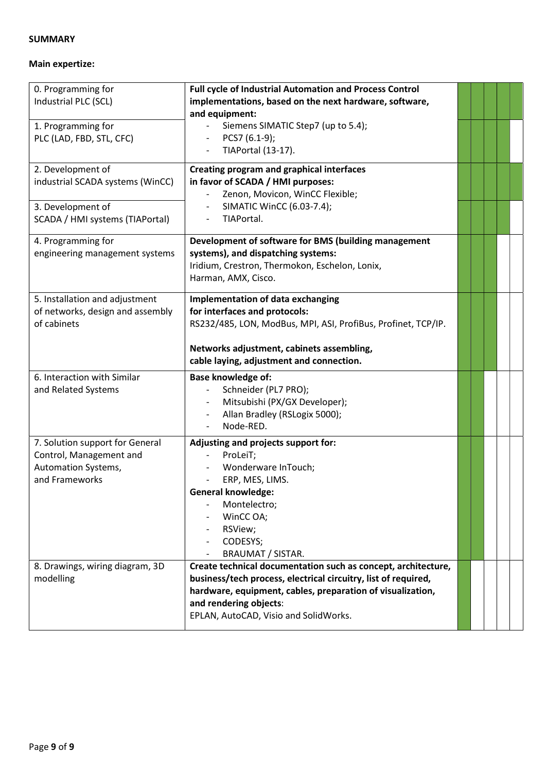**SUMMARY**

**Main expertize:**

| | |
|---|---|
| 0. Programming for Industrial PLC (SCL) | **Full cycle of Industrial Automation and Process Control implementations, based on the next hardware, software, and equipment:**<br>- Siemens SIMATIC Step7 (up to 5.4);<br>- PCS7 (6.1-9);<br>- TIAPortal (13-17). |
| 1. Programming for PLC (LAD, FBD, STL, CFC) | |
| 2. Development of industrial SCADA systems (WinCC) | **Creating program and graphical interfaces in favor of SCADA / HMI purposes:**<br>- Zenon, Movicon, WinCC Flexible;<br>- SIMATIC WinCC (6.03-7.4);<br>- TIAPortal. |
| 3. Development of SCADA / HMI systems (TIAPortal) | |
| 4. Programming for engineering management systems | **Development of software for BMS (building management systems), and dispatching systems:**<br>Iridium, Crestron, Thermokon, Eschelon, Lonix, Harman, AMX, Cisco. |
| 5. Installation and adjustment of networks, design and assembly of cabinets | **Implementation of data exchanging for interfaces and protocols:**<br>RS232/485, LON, ModBus, MPI, ASI, ProfiBus, Profinet, TCP/IP.<br><br>**Networks adjustment, cabinets assembling, cable laying, adjustment and connection.** |
| 6. Interaction with Similar and Related Systems | **Base knowledge of:**<br>- Schneider (PL7 PRO);<br>- Mitsubishi (PX/GX Developer);<br>- Allan Bradley (RSLogix 5000);<br>- Node-RED. |
| 7. Solution support for General Control, Management and Automation Systems, and Frameworks | **Adjusting and projects support for:**<br>- ProLeiT;<br>- Wonderware InTouch;<br>- ERP, MES, LIMS.<br>**General knowledge:**<br>- Montelectro;<br>- WinCC OA;<br>- RSView;<br>- CODESYS;<br>- BRAUMAT / SISTAR. |
| 8. Drawings, wiring diagram, 3D modelling | **Create technical documentation such as concept, architecture, business/tech process, electrical circuitry, list of required, hardware, equipment, cables, preparation of visualization, and rendering objects**:<br>EPLAN, AutoCAD, Visio and SolidWorks. |